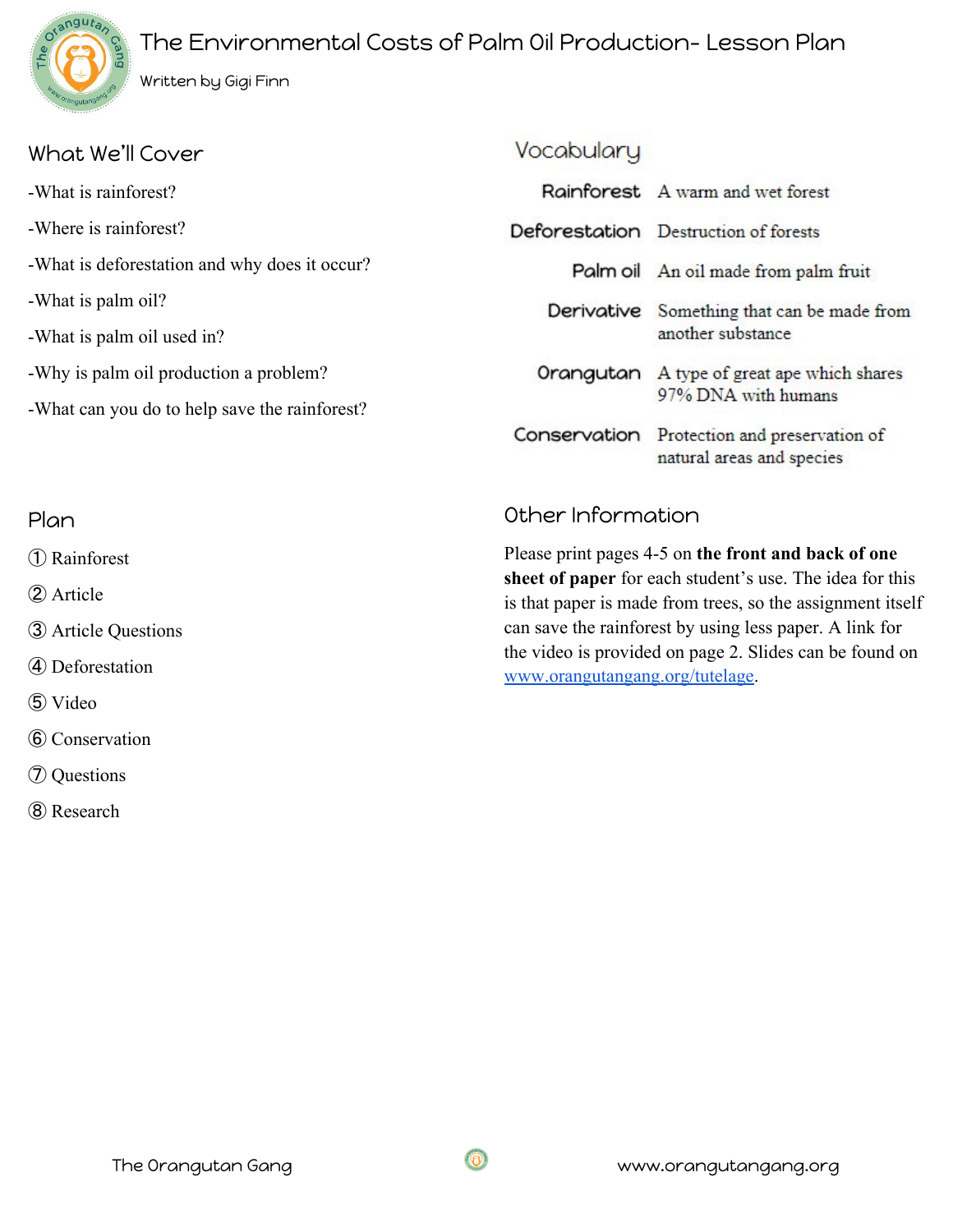# The Environmental Costs of Palm Oil Production- Lesson Plan

Written by Gigi Finn

## What We'll Cover

-What is rainforest?

-Where is rainforest?

-What is deforestation and why does it occur?

-What is palm oil?

-What is palm oil used in?

-Why is palm oil production a problem?

-What can you do to help save the rainforest?

## Vocabulary

| | |
|---|---|
| **Rainforest** | A warm and wet forest |
| **Deforestation** | Destruction of forests |
| **Palm oil** | An oil made from palm fruit |
| **Derivative** | Something that can be made from another substance |
| **Orangutan** | A type of great ape which shares 97% DNA with humans |
| **Conservation** | Protection and preservation of natural areas and species |

## Plan

① Rainforest

② Article

③ Article Questions

④ Deforestation

⑤ Video

⑥ Conservation

⑦ Questions

⑧ Research

## Other Information

Please print pages 4-5 on **the front and back of one sheet of paper** for each student's use. The idea for this is that paper is made from trees, so the assignment itself can save the rainforest by using less paper. A link for the video is provided on page 2. Slides can be found on [www.orangutangang.org/tutelage](http://www.orangutangang.org/tutelage).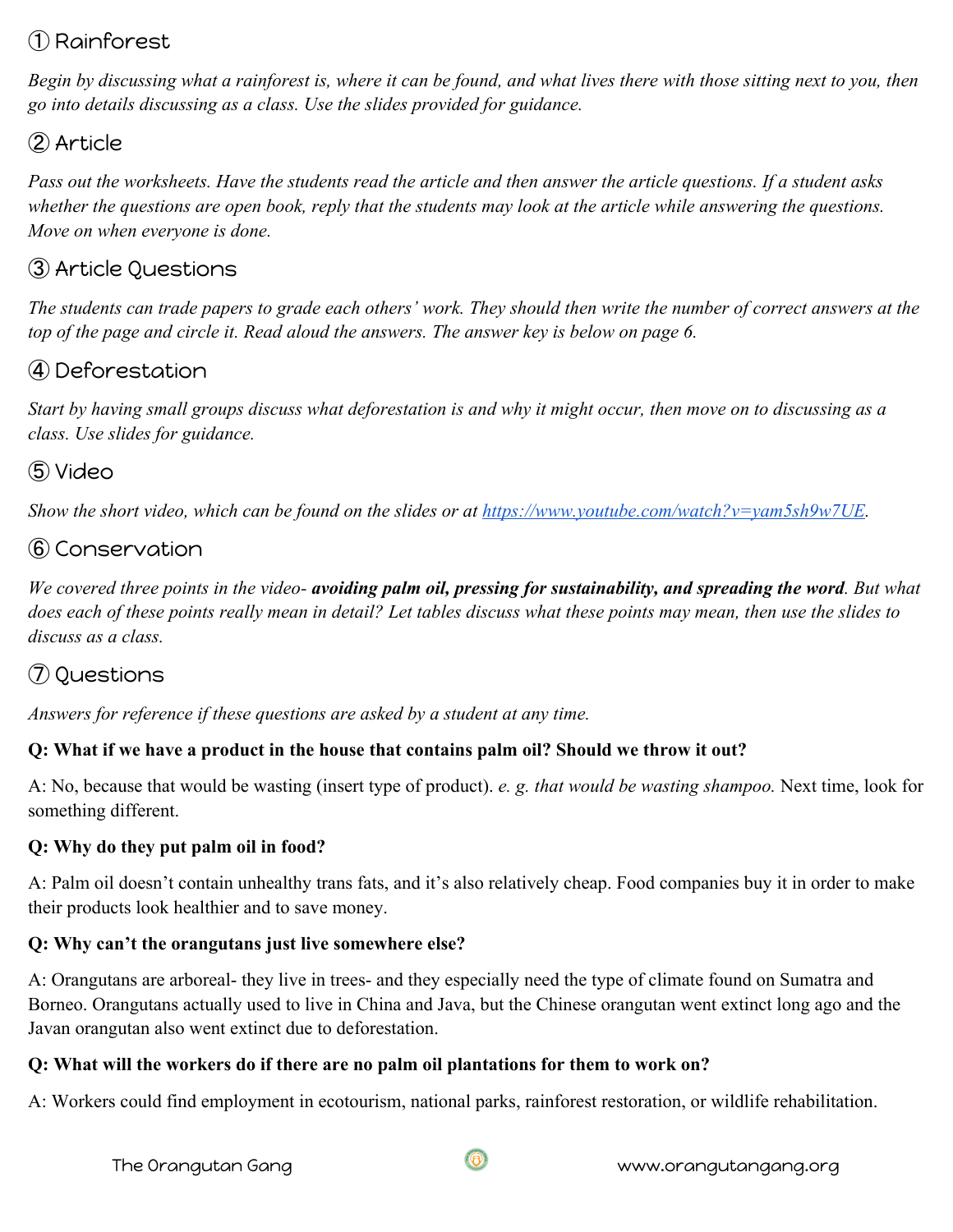## ① Rainforest

*Begin by discussing what a rainforest is, where it can be found, and what lives there with those sitting next to you, then go into details discussing as a class. Use the slides provided for guidance.*

## ② Article

*Pass out the worksheets. Have the students read the article and then answer the article questions. If a student asks whether the questions are open book, reply that the students may look at the article while answering the questions. Move on when everyone is done.*

## ③ Article Questions

*The students can trade papers to grade each others' work. They should then write the number of correct answers at the top of the page and circle it. Read aloud the answers. The answer key is below on page 6.*

## ④ Deforestation

*Start by having small groups discuss what deforestation is and why it might occur, then move on to discussing as a class. Use slides for guidance.*

## ⑤ Video

*Show the short video, which can be found on the slides or at [https://www.youtube.com/watch?v=yam5sh9w7UE](https://www.youtube.com/watch?v=yam5sh9w7UE).*

## ⑥ Conservation

*We covered three points in the video- **avoiding palm oil, pressing for sustainability, and spreading the word**. But what does each of these points really mean in detail? Let tables discuss what these points may mean, then use the slides to discuss as a class.*

## ⑦ Questions

*Answers for reference if these questions are asked by a student at any time.*

**Q: What if we have a product in the house that contains palm oil? Should we throw it out?**

A: No, because that would be wasting (insert type of product). *e. g. that would be wasting shampoo.* Next time, look for something different.

**Q: Why do they put palm oil in food?**

A: Palm oil doesn't contain unhealthy trans fats, and it's also relatively cheap. Food companies buy it in order to make their products look healthier and to save money.

**Q: Why can't the orangutans just live somewhere else?**

A: Orangutans are arboreal- they live in trees- and they especially need the type of climate found on Sumatra and Borneo. Orangutans actually used to live in China and Java, but the Chinese orangutan went extinct long ago and the Javan orangutan also went extinct due to deforestation.

**Q: What will the workers do if there are no palm oil plantations for them to work on?**

A: Workers could find employment in ecotourism, national parks, rainforest restoration, or wildlife rehabilitation.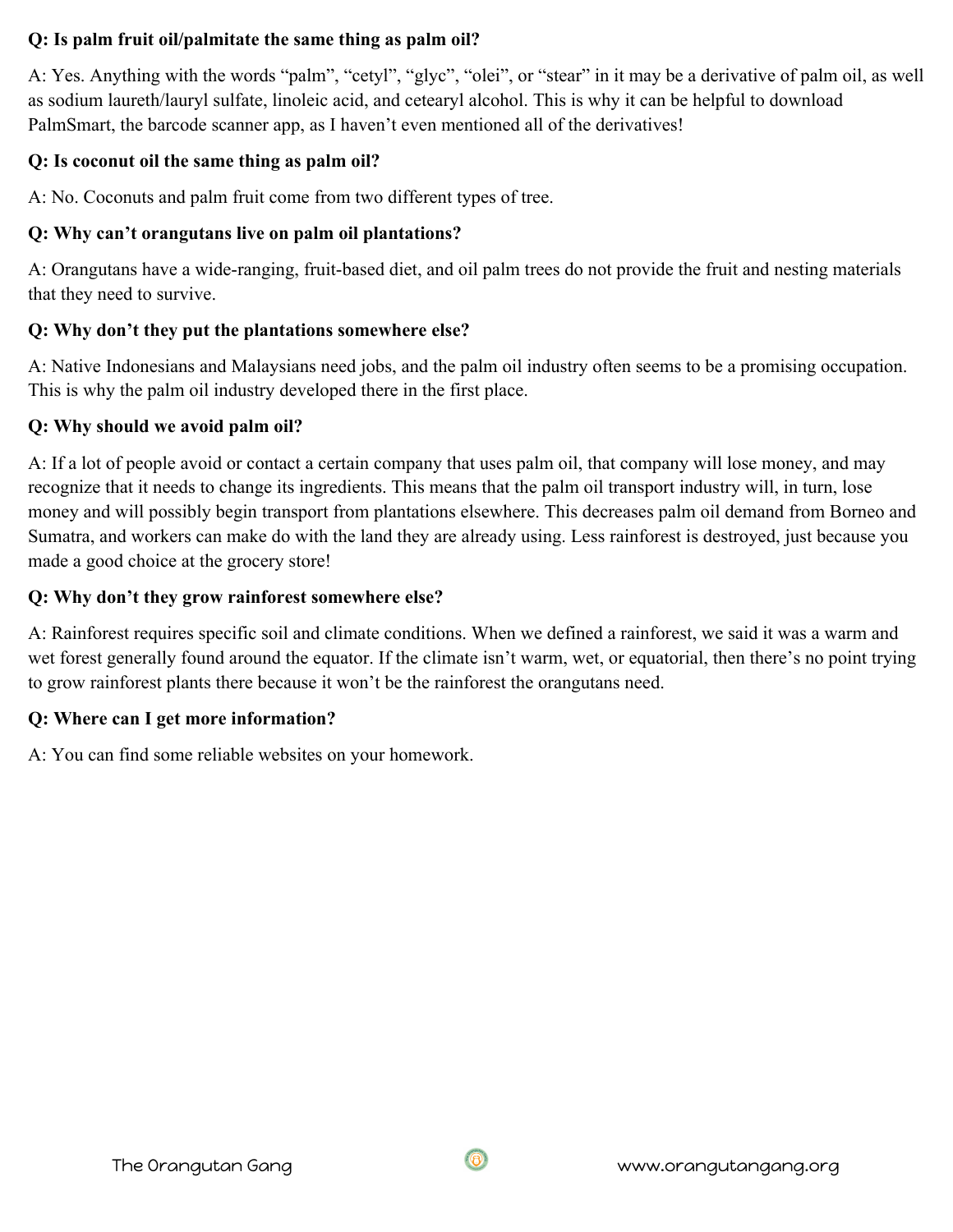**Q: Is palm fruit oil/palmitate the same thing as palm oil?**

A: Yes. Anything with the words "palm", "cetyl", "glyc", "olei", or "stear" in it may be a derivative of palm oil, as well as sodium laureth/lauryl sulfate, linoleic acid, and cetearyl alcohol. This is why it can be helpful to download PalmSmart, the barcode scanner app, as I haven't even mentioned all of the derivatives!

**Q: Is coconut oil the same thing as palm oil?**

A: No. Coconuts and palm fruit come from two different types of tree.

**Q: Why can't orangutans live on palm oil plantations?**

A: Orangutans have a wide-ranging, fruit-based diet, and oil palm trees do not provide the fruit and nesting materials that they need to survive.

**Q: Why don't they put the plantations somewhere else?**

A: Native Indonesians and Malaysians need jobs, and the palm oil industry often seems to be a promising occupation. This is why the palm oil industry developed there in the first place.

**Q: Why should we avoid palm oil?**

A: If a lot of people avoid or contact a certain company that uses palm oil, that company will lose money, and may recognize that it needs to change its ingredients. This means that the palm oil transport industry will, in turn, lose money and will possibly begin transport from plantations elsewhere. This decreases palm oil demand from Borneo and Sumatra, and workers can make do with the land they are already using. Less rainforest is destroyed, just because you made a good choice at the grocery store!

**Q: Why don't they grow rainforest somewhere else?**

A: Rainforest requires specific soil and climate conditions. When we defined a rainforest, we said it was a warm and wet forest generally found around the equator. If the climate isn't warm, wet, or equatorial, then there's no point trying to grow rainforest plants there because it won't be the rainforest the orangutans need.

**Q: Where can I get more information?**

A: You can find some reliable websites on your homework.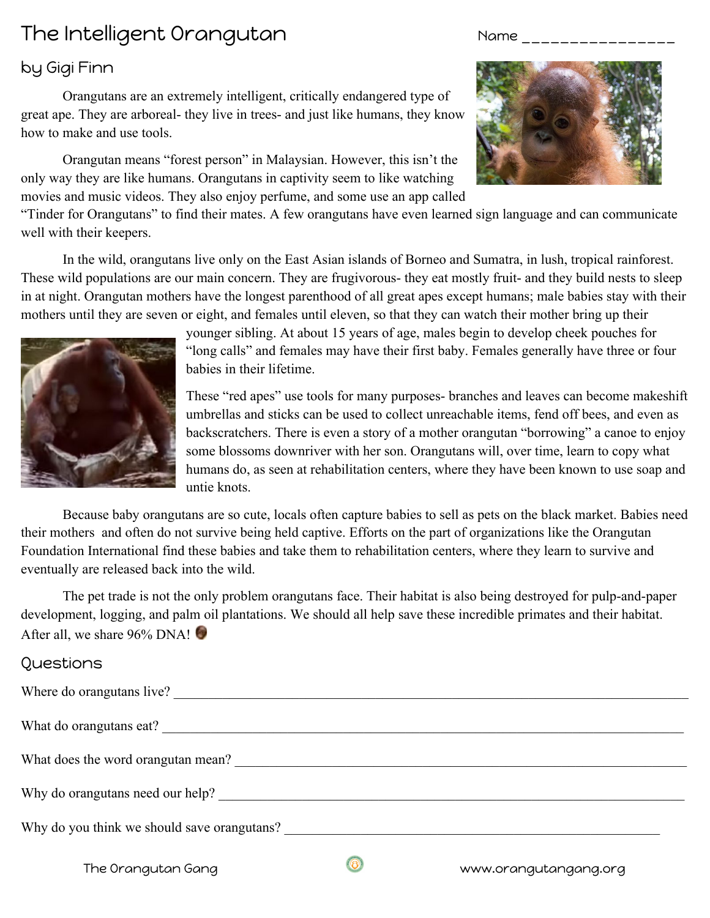# The Intelligent Orangutan

Name ________________

## by Gigi Finn

Orangutans are an extremely intelligent, critically endangered type of great ape. They are arboreal- they live in trees- and just like humans, they know how to make and use tools.

Orangutan means "forest person" in Malaysian. However, this isn't the only way they are like humans. Orangutans in captivity seem to like watching movies and music videos. They also enjoy perfume, and some use an app called "Tinder for Orangutans" to find their mates. A few orangutans have even learned sign language and can communicate well with their keepers.

In the wild, orangutans live only on the East Asian islands of Borneo and Sumatra, in lush, tropical rainforest. These wild populations are our main concern. They are frugivorous- they eat mostly fruit- and they build nests to sleep in at night. Orangutan mothers have the longest parenthood of all great apes except humans; male babies stay with their mothers until they are seven or eight, and females until eleven, so that they can watch their mother bring up their younger sibling. At about 15 years of age, males begin to develop cheek pouches for "long calls" and females may have their first baby. Females generally have three or four babies in their lifetime.

These "red apes" use tools for many purposes- branches and leaves can become makeshift umbrellas and sticks can be used to collect unreachable items, fend off bees, and even as backscratchers. There is even a story of a mother orangutan "borrowing" a canoe to enjoy some blossoms downriver with her son. Orangutans will, over time, learn to copy what humans do, as seen at rehabilitation centers, where they have been known to use soap and untie knots.

Because baby orangutans are so cute, locals often capture babies to sell as pets on the black market. Babies need their mothers and often do not survive being held captive. Efforts on the part of organizations like the Orangutan Foundation International find these babies and take them to rehabilitation centers, where they learn to survive and eventually are released back into the wild.

The pet trade is not the only problem orangutans face. Their habitat is also being destroyed for pulp-and-paper development, logging, and palm oil plantations. We should all help save these incredible primates and their habitat. After all, we share 96% DNA!

## Questions

Where do orangutans live? ________________________________________________

What do orangutans eat? ________________________________________________

What does the word orangutan mean? ________________________________________

Why do orangutans need our help? __________________________________________

Why do you think we should save orangutans? __________________________________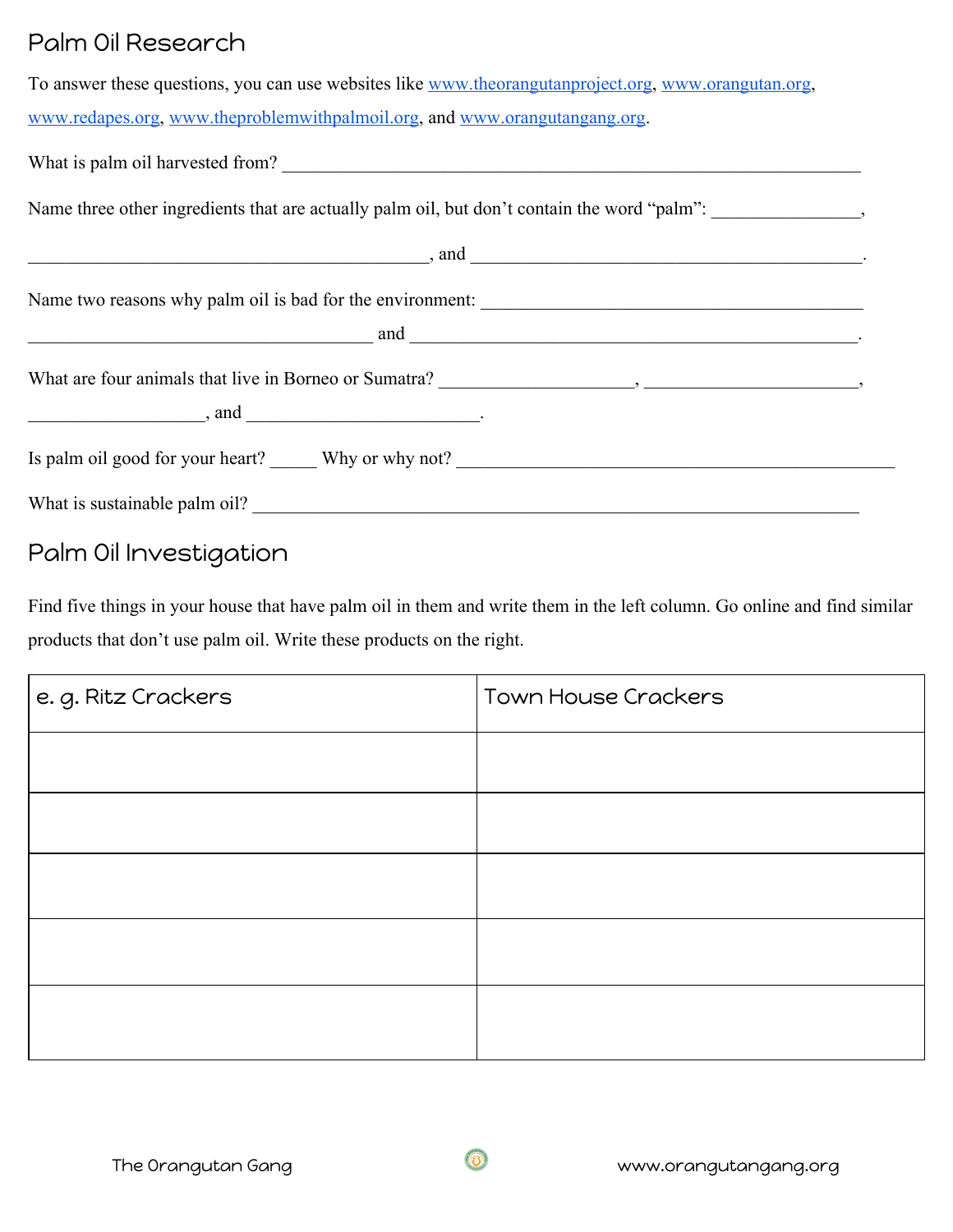## Palm Oil Research

To answer these questions, you can use websites like www.theorangutanproject.org, www.orangutan.org, www.redapes.org, www.theproblemwithpalmoil.org, and www.orangutangang.org.

What is palm oil harvested from? ____________________________________________________________

Name three other ingredients that are actually palm oil, but don't contain the word "palm": ________________, ____________________________________________, and ____________________________________________.

Name two reasons why palm oil is bad for the environment: ____________________________________________ ______________________________________ and ________________________________________________.

What are four animals that live in Borneo or Sumatra? ____________________, ______________________, ___________________, and _________________________.

Is palm oil good for your heart? _____ Why or why not? ________________________________________________

What is sustainable palm oil? ____________________________________________________________

## Palm Oil Investigation

Find five things in your house that have palm oil in them and write them in the left column. Go online and find similar products that don't use palm oil. Write these products on the right.

| e. g. Ritz Crackers | Town House Crackers |
|---|---|
| | |
| | |
| | |
| | |
| | |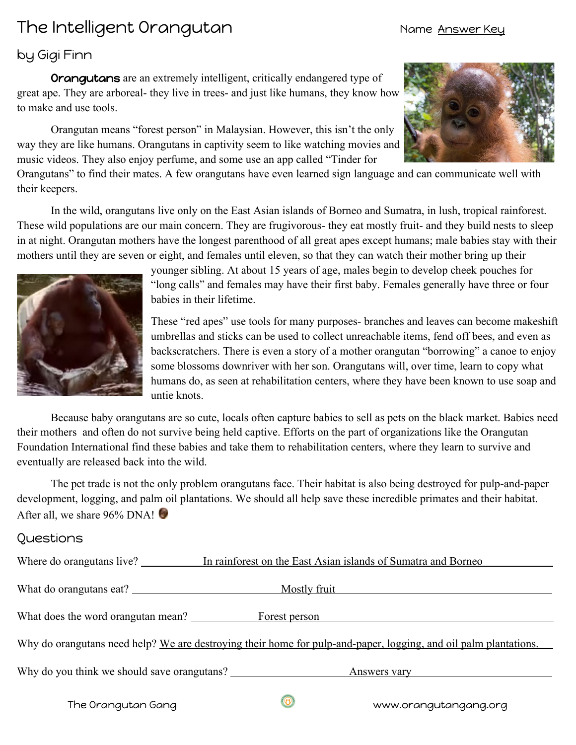# The Intelligent Orangutan

Name Answer Key

## by Gigi Finn

**Orangutans** are an extremely intelligent, critically endangered type of great ape. They are arboreal- they live in trees- and just like humans, they know how to make and use tools.

Orangutan means "forest person" in Malaysian. However, this isn't the only way they are like humans. Orangutans in captivity seem to like watching movies and music videos. They also enjoy perfume, and some use an app called "Tinder for Orangutans" to find their mates. A few orangutans have even learned sign language and can communicate well with their keepers.

In the wild, orangutans live only on the East Asian islands of Borneo and Sumatra, in lush, tropical rainforest. These wild populations are our main concern. They are frugivorous- they eat mostly fruit- and they build nests to sleep in at night. Orangutan mothers have the longest parenthood of all great apes except humans; male babies stay with their mothers until they are seven or eight, and females until eleven, so that they can watch their mother bring up their younger sibling. At about 15 years of age, males begin to develop cheek pouches for "long calls" and females may have their first baby. Females generally have three or four babies in their lifetime.

These "red apes" use tools for many purposes- branches and leaves can become makeshift umbrellas and sticks can be used to collect unreachable items, fend off bees, and even as backscratchers. There is even a story of a mother orangutan "borrowing" a canoe to enjoy some blossoms downriver with her son. Orangutans will, over time, learn to copy what humans do, as seen at rehabilitation centers, where they have been known to use soap and untie knots.

Because baby orangutans are so cute, locals often capture babies to sell as pets on the black market. Babies need their mothers and often do not survive being held captive. Efforts on the part of organizations like the Orangutan Foundation International find these babies and take them to rehabilitation centers, where they learn to survive and eventually are released back into the wild.

The pet trade is not the only problem orangutans face. Their habitat is also being destroyed for pulp-and-paper development, logging, and palm oil plantations. We should all help save these incredible primates and their habitat. After all, we share 96% DNA!

## Questions

Where do orangutans live? In rainforest on the East Asian islands of Sumatra and Borneo

What do orangutans eat? Mostly fruit

What does the word orangutan mean? Forest person

Why do orangutans need help? We are destroying their home for pulp-and-paper, logging, and oil palm plantations.

Why do you think we should save orangutans? Answers vary

The Orangutan Gang www.orangutangang.org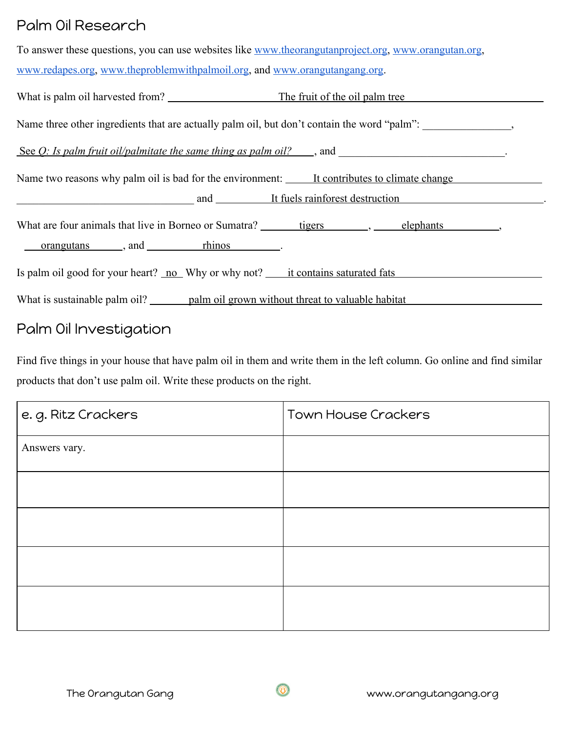## Palm Oil Research

To answer these questions, you can use websites like www.theorangutanproject.org, www.orangutan.org, www.redapes.org, www.theproblemwithpalmoil.org, and www.orangutangang.org.

What is palm oil harvested from? The fruit of the oil palm tree

Name three other ingredients that are actually palm oil, but don't contain the word "palm": ________________, *See Q: Is palm fruit oil/palmitate the same thing as palm oil?*, and ________________.

Name two reasons why palm oil is bad for the environment: It contributes to climate change and It fuels rainforest destruction.

What are four animals that live in Borneo or Sumatra? tigers, elephants, orangutans, and rhinos.

Is palm oil good for your heart? no Why or why not? it contains saturated fats

What is sustainable palm oil? palm oil grown without threat to valuable habitat

## Palm Oil Investigation

Find five things in your house that have palm oil in them and write them in the left column. Go online and find similar products that don't use palm oil. Write these products on the right.

| e. g. Ritz Crackers | Town House Crackers |
|---|---|
| Answers vary. | |
| | |
| | |
| | |
| | |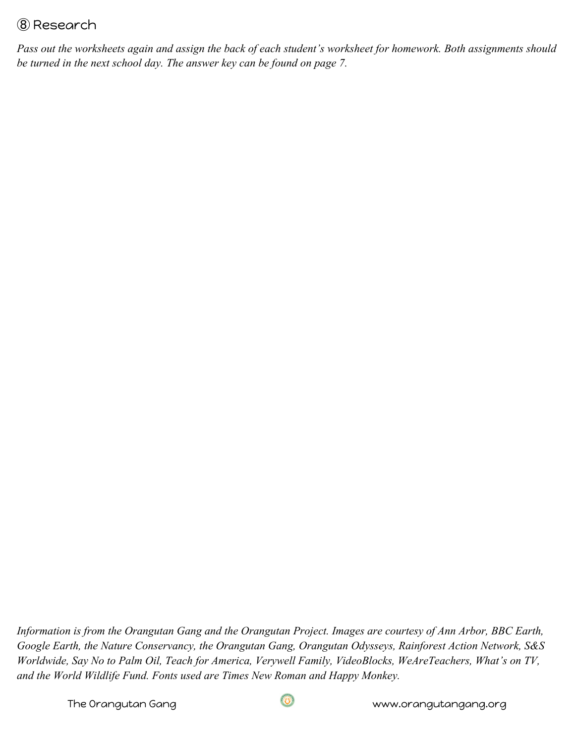## ⑧ Research

*Pass out the worksheets again and assign the back of each student's worksheet for homework. Both assignments should be turned in the next school day. The answer key can be found on page 7.*

*Information is from the Orangutan Gang and the Orangutan Project. Images are courtesy of Ann Arbor, BBC Earth, Google Earth, the Nature Conservancy, the Orangutan Gang, Orangutan Odysseys, Rainforest Action Network, S&S Worldwide, Say No to Palm Oil, Teach for America, Verywell Family, VideoBlocks, WeAreTeachers, What's on TV, and the World Wildlife Fund. Fonts used are Times New Roman and Happy Monkey.*